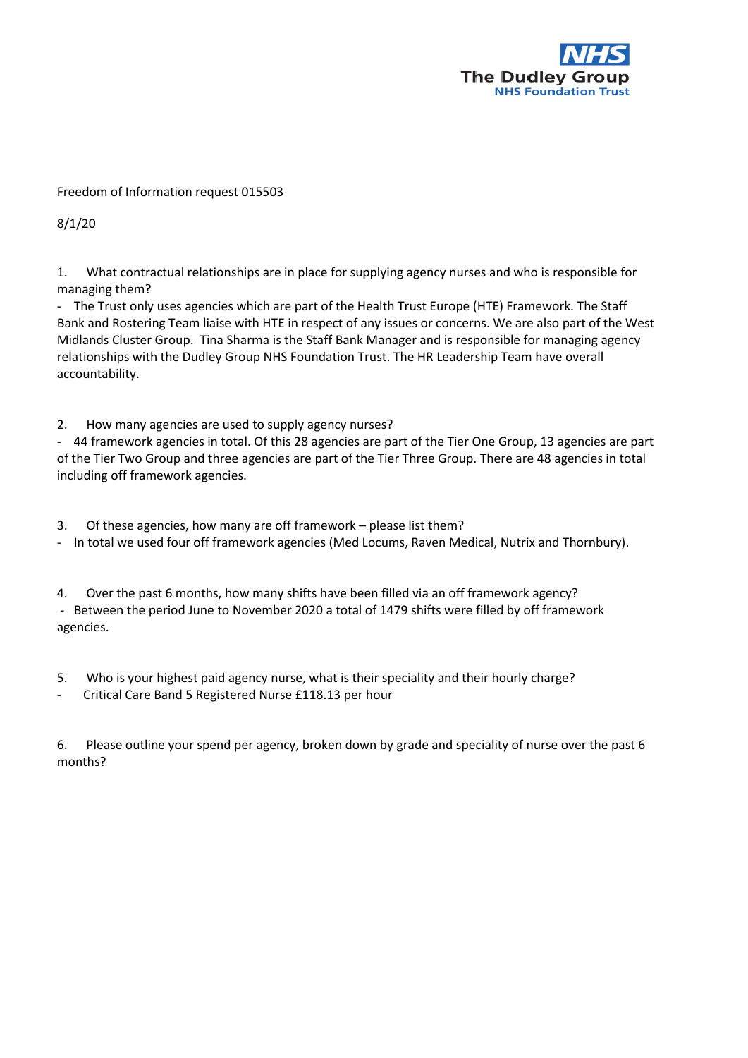NHS
The Dudley Group
NHS Foundation Trust

Freedom of Information request 015503

8/1/20

1. What contractual relationships are in place for supplying agency nurses and who is responsible for managing them?

- The Trust only uses agencies which are part of the Health Trust Europe (HTE) Framework. The Staff Bank and Rostering Team liaise with HTE in respect of any issues or concerns. We are also part of the West Midlands Cluster Group. Tina Sharma is the Staff Bank Manager and is responsible for managing agency relationships with the Dudley Group NHS Foundation Trust. The HR Leadership Team have overall accountability.

2. How many agencies are used to supply agency nurses?

- 44 framework agencies in total. Of this 28 agencies are part of the Tier One Group, 13 agencies are part of the Tier Two Group and three agencies are part of the Tier Three Group. There are 48 agencies in total including off framework agencies.

3. Of these agencies, how many are off framework – please list them?

- In total we used four off framework agencies (Med Locums, Raven Medical, Nutrix and Thornbury).

4. Over the past 6 months, how many shifts have been filled via an off framework agency?

- Between the period June to November 2020 a total of 1479 shifts were filled by off framework agencies.

5. Who is your highest paid agency nurse, what is their speciality and their hourly charge?

- Critical Care Band 5 Registered Nurse £118.13 per hour

6. Please outline your spend per agency, broken down by grade and speciality of nurse over the past 6 months?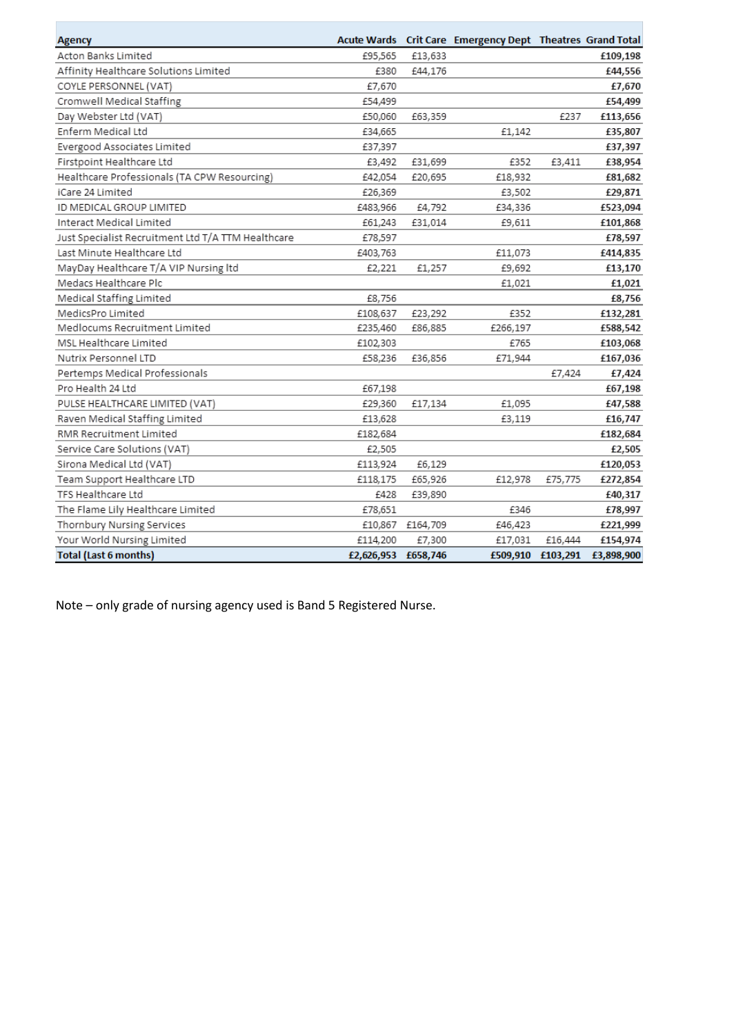| Agency | Acute Wards | Crit Care | Emergency Dept | Theatres | Grand Total |
|---|---|---|---|---|---|
| Acton Banks Limited | £95,565 | £13,633 | | | £109,198 |
| Affinity Healthcare Solutions Limited | £380 | £44,176 | | | £44,556 |
| COYLE PERSONNEL (VAT) | £7,670 | | | | £7,670 |
| Cromwell Medical Staffing | £54,499 | | | | £54,499 |
| Day Webster Ltd (VAT) | £50,060 | £63,359 | | £237 | £113,656 |
| Enferm Medical Ltd | £34,665 | | £1,142 | | £35,807 |
| Evergood Associates Limited | £37,397 | | | | £37,397 |
| Firstpoint Healthcare Ltd | £3,492 | £31,699 | £352 | £3,411 | £38,954 |
| Healthcare Professionals (TA CPW Resourcing) | £42,054 | £20,695 | £18,932 | | £81,682 |
| iCare 24 Limited | £26,369 | | £3,502 | | £29,871 |
| ID MEDICAL GROUP LIMITED | £483,966 | £4,792 | £34,336 | | £523,094 |
| Interact Medical Limited | £61,243 | £31,014 | £9,611 | | £101,868 |
| Just Specialist Recruitment Ltd T/A TTM Healthcare | £78,597 | | | | £78,597 |
| Last Minute Healthcare Ltd | £403,763 | | £11,073 | | £414,835 |
| MayDay Healthcare T/A VIP Nursing ltd | £2,221 | £1,257 | £9,692 | | £13,170 |
| Medacs Healthcare Plc | | | £1,021 | | £1,021 |
| Medical Staffing Limited | £8,756 | | | | £8,756 |
| MedicsPro Limited | £108,637 | £23,292 | £352 | | £132,281 |
| Medlocums Recruitment Limited | £235,460 | £86,885 | £266,197 | | £588,542 |
| MSL Healthcare Limited | £102,303 | | £765 | | £103,068 |
| Nutrix Personnel LTD | £58,236 | £36,856 | £71,944 | | £167,036 |
| Pertemps Medical Professionals | | | | £7,424 | £7,424 |
| Pro Health 24 Ltd | £67,198 | | | | £67,198 |
| PULSE HEALTHCARE LIMITED (VAT) | £29,360 | £17,134 | £1,095 | | £47,588 |
| Raven Medical Staffing Limited | £13,628 | | £3,119 | | £16,747 |
| RMR Recruitment Limited | £182,684 | | | | £182,684 |
| Service Care Solutions (VAT) | £2,505 | | | | £2,505 |
| Sirona Medical Ltd (VAT) | £113,924 | £6,129 | | | £120,053 |
| Team Support Healthcare LTD | £118,175 | £65,926 | £12,978 | £75,775 | £272,854 |
| TFS Healthcare Ltd | £428 | £39,890 | | | £40,317 |
| The Flame Lily Healthcare Limited | £78,651 | | £346 | | £78,997 |
| Thornbury Nursing Services | £10,867 | £164,709 | £46,423 | | £221,999 |
| Your World Nursing Limited | £114,200 | £7,300 | £17,031 | £16,444 | £154,974 |
| **Total (Last 6 months)** | **£2,626,953** | **£658,746** | **£509,910** | **£103,291** | **£3,898,900** |

Note – only grade of nursing agency used is Band 5 Registered Nurse.